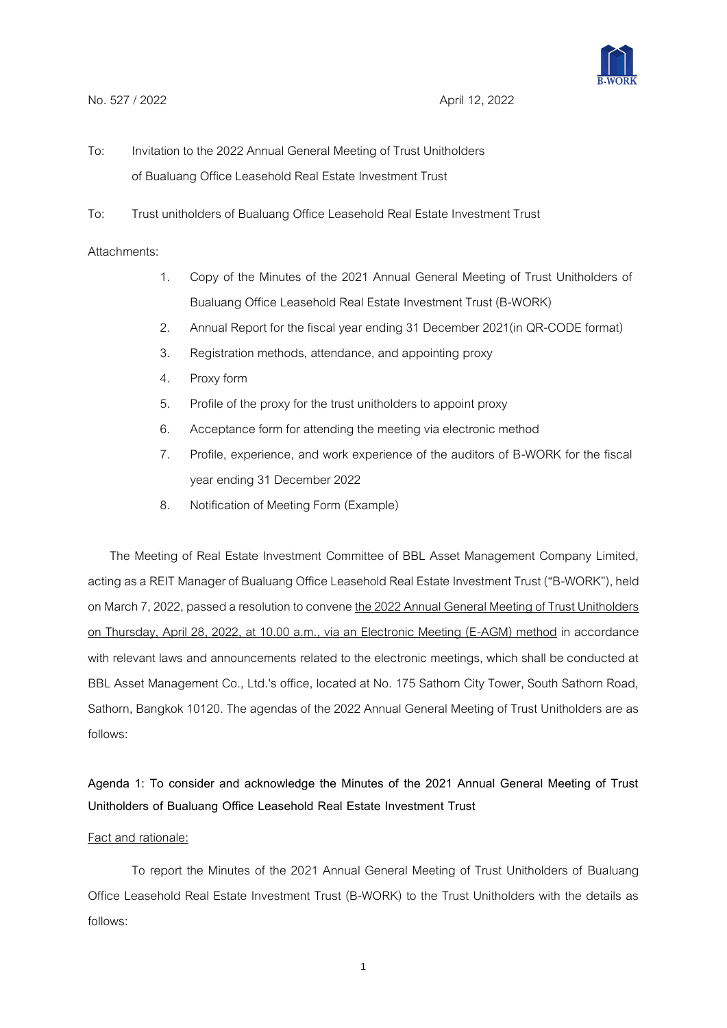No. 527 / 2022 April 12, 2022

To: Invitation to the 2022 Annual General Meeting of Trust Unitholders of Bualuang Office Leasehold Real Estate Investment Trust

To: Trust unitholders of Bualuang Office Leasehold Real Estate Investment Trust

Attachments:

1. Copy of the Minutes of the 2021 Annual General Meeting of Trust Unitholders of Bualuang Office Leasehold Real Estate Investment Trust (B-WORK)
2. Annual Report for the fiscal year ending 31 December 2021(in QR-CODE format)
3. Registration methods, attendance, and appointing proxy
4. Proxy form
5. Profile of the proxy for the trust unitholders to appoint proxy
6. Acceptance form for attending the meeting via electronic method
7. Profile, experience, and work experience of the auditors of B-WORK for the fiscal year ending 31 December 2022
8. Notification of Meeting Form (Example)

The Meeting of Real Estate Investment Committee of BBL Asset Management Company Limited, acting as a REIT Manager of Bualuang Office Leasehold Real Estate Investment Trust ("B-WORK"), held on March 7, 2022, passed a resolution to convene the 2022 Annual General Meeting of Trust Unitholders on Thursday, April 28, 2022, at 10.00 a.m., via an Electronic Meeting (E-AGM) method in accordance with relevant laws and announcements related to the electronic meetings, which shall be conducted at BBL Asset Management Co., Ltd.'s office, located at No. 175 Sathorn City Tower, South Sathorn Road, Sathorn, Bangkok 10120. The agendas of the 2022 Annual General Meeting of Trust Unitholders are as follows:

**Agenda 1: To consider and acknowledge the Minutes of the 2021 Annual General Meeting of Trust Unitholders of Bualuang Office Leasehold Real Estate Investment Trust**

Fact and rationale:

To report the Minutes of the 2021 Annual General Meeting of Trust Unitholders of Bualuang Office Leasehold Real Estate Investment Trust (B-WORK) to the Trust Unitholders with the details as follows: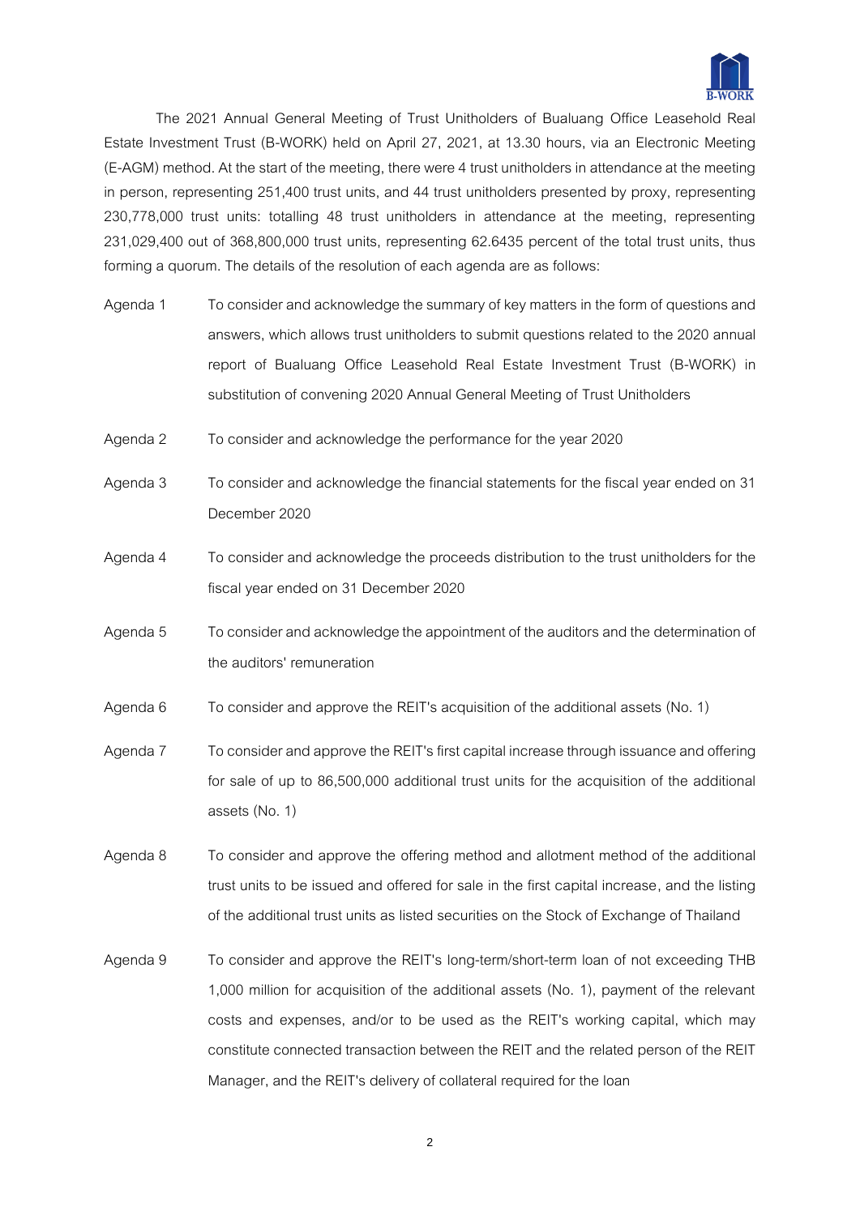The 2021 Annual General Meeting of Trust Unitholders of Bualuang Office Leasehold Real Estate Investment Trust (B-WORK) held on April 27, 2021, at 13.30 hours, via an Electronic Meeting (E-AGM) method. At the start of the meeting, there were 4 trust unitholders in attendance at the meeting in person, representing 251,400 trust units, and 44 trust unitholders presented by proxy, representing 230,778,000 trust units: totalling 48 trust unitholders in attendance at the meeting, representing 231,029,400 out of 368,800,000 trust units, representing 62.6435 percent of the total trust units, thus forming a quorum. The details of the resolution of each agenda are as follows:

Agenda 1 To consider and acknowledge the summary of key matters in the form of questions and answers, which allows trust unitholders to submit questions related to the 2020 annual report of Bualuang Office Leasehold Real Estate Investment Trust (B-WORK) in substitution of convening 2020 Annual General Meeting of Trust Unitholders

Agenda 2 To consider and acknowledge the performance for the year 2020

Agenda 3 To consider and acknowledge the financial statements for the fiscal year ended on 31 December 2020

Agenda 4 To consider and acknowledge the proceeds distribution to the trust unitholders for the fiscal year ended on 31 December 2020

Agenda 5 To consider and acknowledge the appointment of the auditors and the determination of the auditors' remuneration

Agenda 6 To consider and approve the REIT's acquisition of the additional assets (No. 1)

Agenda 7 To consider and approve the REIT's first capital increase through issuance and offering for sale of up to 86,500,000 additional trust units for the acquisition of the additional assets (No. 1)

Agenda 8 To consider and approve the offering method and allotment method of the additional trust units to be issued and offered for sale in the first capital increase, and the listing of the additional trust units as listed securities on the Stock of Exchange of Thailand

Agenda 9 To consider and approve the REIT's long-term/short-term loan of not exceeding THB 1,000 million for acquisition of the additional assets (No. 1), payment of the relevant costs and expenses, and/or to be used as the REIT's working capital, which may constitute connected transaction between the REIT and the related person of the REIT Manager, and the REIT's delivery of collateral required for the loan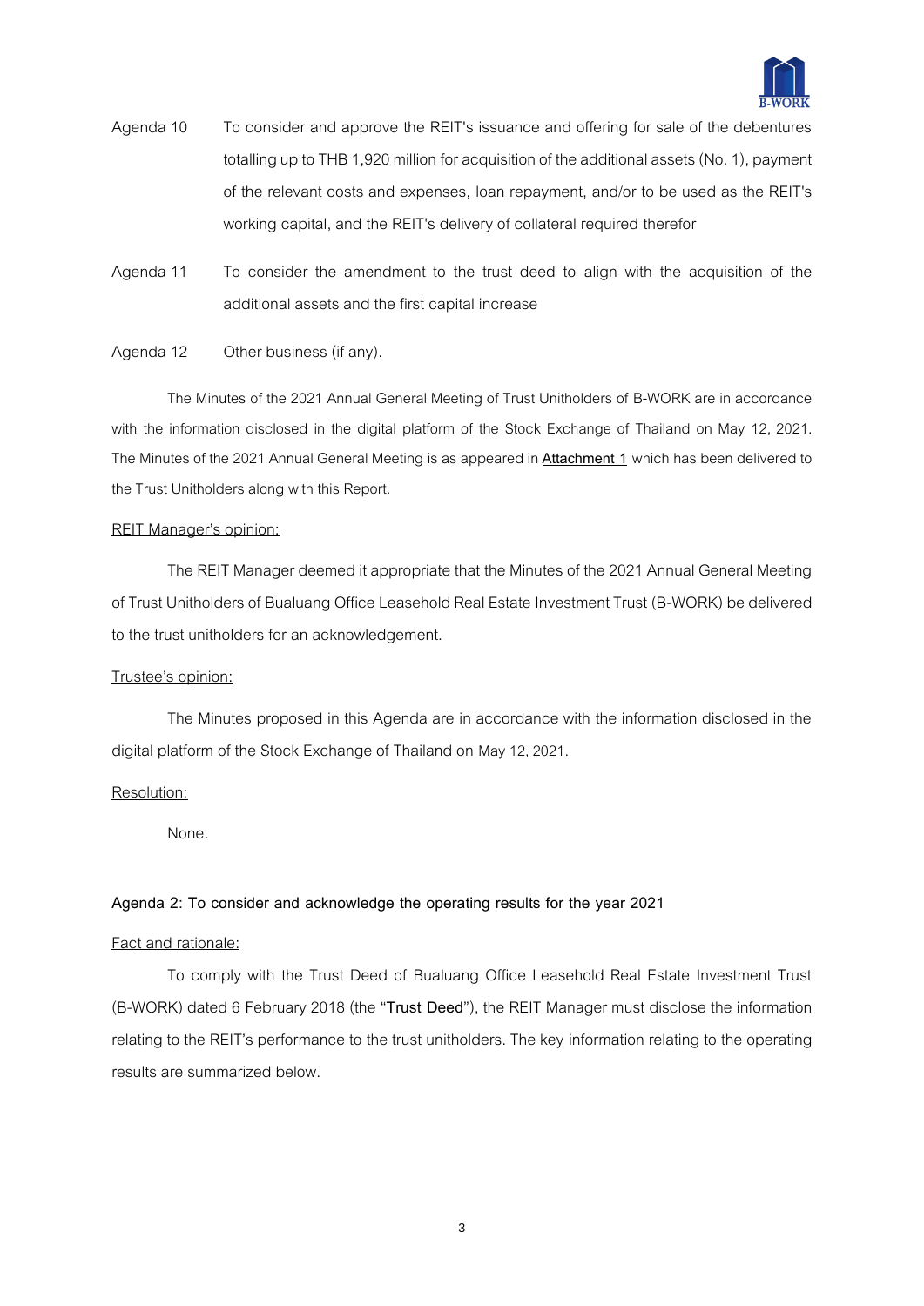Agenda 10 To consider and approve the REIT's issuance and offering for sale of the debentures totalling up to THB 1,920 million for acquisition of the additional assets (No. 1), payment of the relevant costs and expenses, loan repayment, and/or to be used as the REIT's working capital, and the REIT's delivery of collateral required therefor

Agenda 11 To consider the amendment to the trust deed to align with the acquisition of the additional assets and the first capital increase

Agenda 12 Other business (if any).

The Minutes of the 2021 Annual General Meeting of Trust Unitholders of B-WORK are in accordance with the information disclosed in the digital platform of the Stock Exchange of Thailand on May 12, 2021. The Minutes of the 2021 Annual General Meeting is as appeared in **Attachment 1** which has been delivered to the Trust Unitholders along with this Report.

REIT Manager's opinion:

The REIT Manager deemed it appropriate that the Minutes of the 2021 Annual General Meeting of Trust Unitholders of Bualuang Office Leasehold Real Estate Investment Trust (B-WORK) be delivered to the trust unitholders for an acknowledgement.

Trustee's opinion:

The Minutes proposed in this Agenda are in accordance with the information disclosed in the digital platform of the Stock Exchange of Thailand on May 12, 2021.

Resolution:

None.

**Agenda 2: To consider and acknowledge the operating results for the year 2021**

Fact and rationale:

To comply with the Trust Deed of Bualuang Office Leasehold Real Estate Investment Trust (B-WORK) dated 6 February 2018 (the "**Trust Deed**"), the REIT Manager must disclose the information relating to the REIT's performance to the trust unitholders. The key information relating to the operating results are summarized below.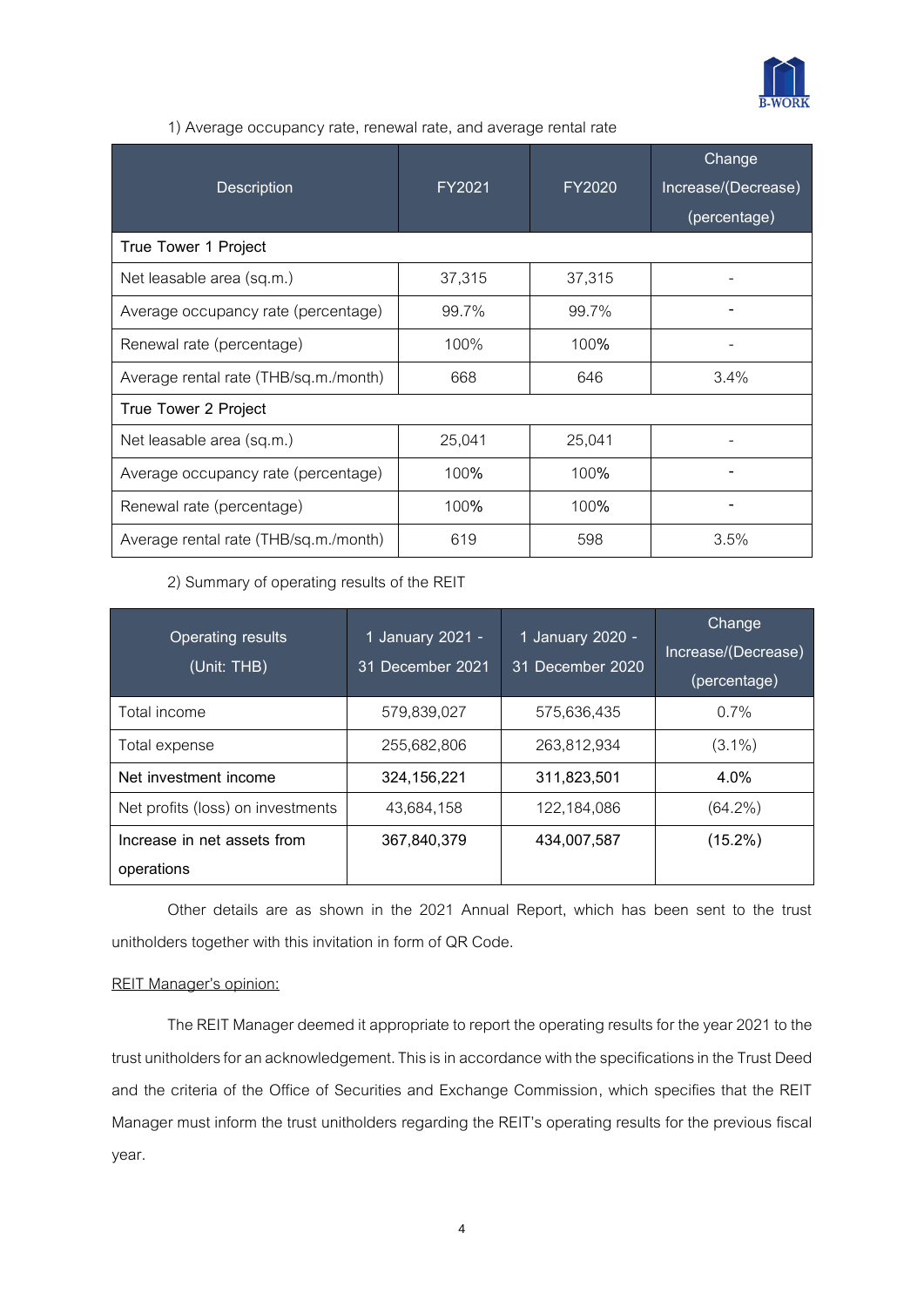1) Average occupancy rate, renewal rate, and average rental rate

| Description | FY2021 | FY2020 | Change Increase/(Decrease) (percentage) |
|---|---|---|---|
| True Tower 1 Project | | | |
| Net leasable area (sq.m.) | 37,315 | 37,315 | - |
| Average occupancy rate (percentage) | 99.7% | 99.7% | - |
| Renewal rate (percentage) | 100% | 100% | - |
| Average rental rate (THB/sq.m./month) | 668 | 646 | 3.4% |
| True Tower 2 Project | | | |
| Net leasable area (sq.m.) | 25,041 | 25,041 | - |
| Average occupancy rate (percentage) | 100% | 100% | - |
| Renewal rate (percentage) | 100% | 100% | - |
| Average rental rate (THB/sq.m./month) | 619 | 598 | 3.5% |

2) Summary of operating results of the REIT

| Operating results (Unit: THB) | 1 January 2021 - 31 December 2021 | 1 January 2020 - 31 December 2020 | Change Increase/(Decrease) (percentage) |
|---|---|---|---|
| Total income | 579,839,027 | 575,636,435 | 0.7% |
| Total expense | 255,682,806 | 263,812,934 | (3.1%) |
| **Net investment income** | **324,156,221** | **311,823,501** | **4.0%** |
| Net profits (loss) on investments | 43,684,158 | 122,184,086 | (64.2%) |
| **Increase in net assets from operations** | **367,840,379** | **434,007,587** | **(15.2%)** |

Other details are as shown in the 2021 Annual Report, which has been sent to the trust unitholders together with this invitation in form of QR Code.

<u>REIT Manager's opinion:</u>

The REIT Manager deemed it appropriate to report the operating results for the year 2021 to the trust unitholders for an acknowledgement. This is in accordance with the specifications in the Trust Deed and the criteria of the Office of Securities and Exchange Commission, which specifies that the REIT Manager must inform the trust unitholders regarding the REIT's operating results for the previous fiscal year.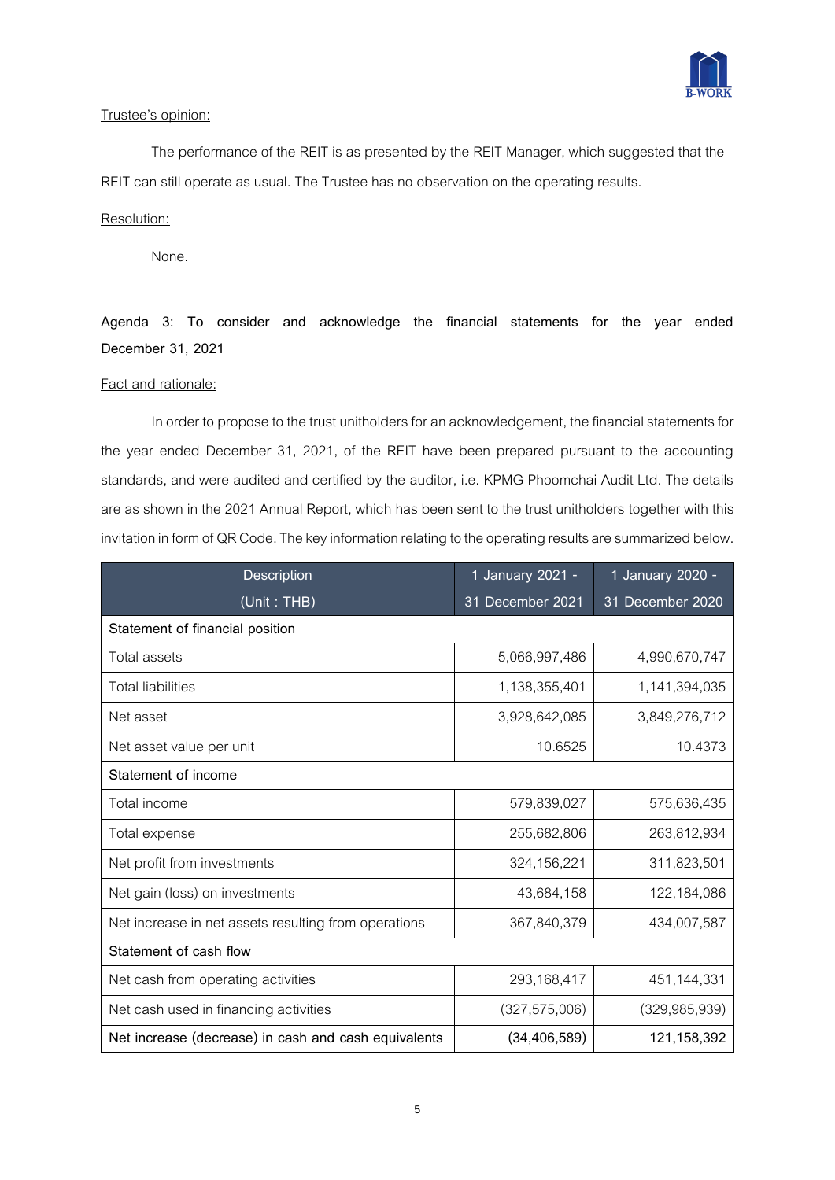Trustee's opinion:

The performance of the REIT is as presented by the REIT Manager, which suggested that the REIT can still operate as usual. The Trustee has no observation on the operating results.

Resolution:

None.

**Agenda 3: To consider and acknowledge the financial statements for the year ended December 31, 2021**

Fact and rationale:

In order to propose to the trust unitholders for an acknowledgement, the financial statements for the year ended December 31, 2021, of the REIT have been prepared pursuant to the accounting standards, and were audited and certified by the auditor, i.e. KPMG Phoomchai Audit Ltd. The details are as shown in the 2021 Annual Report, which has been sent to the trust unitholders together with this invitation in form of QR Code. The key information relating to the operating results are summarized below.

| Description (Unit : THB) | 1 January 2021 - 31 December 2021 | 1 January 2020 - 31 December 2020 |
|---|---|---|
| Statement of financial position | | |
| Total assets | 5,066,997,486 | 4,990,670,747 |
| Total liabilities | 1,138,355,401 | 1,141,394,035 |
| Net asset | 3,928,642,085 | 3,849,276,712 |
| Net asset value per unit | 10.6525 | 10.4373 |
| Statement of income | | |
| Total income | 579,839,027 | 575,636,435 |
| Total expense | 255,682,806 | 263,812,934 |
| Net profit from investments | 324,156,221 | 311,823,501 |
| Net gain (loss) on investments | 43,684,158 | 122,184,086 |
| Net increase in net assets resulting from operations | 367,840,379 | 434,007,587 |
| Statement of cash flow | | |
| Net cash from operating activities | 293,168,417 | 451,144,331 |
| Net cash used in financing activities | (327,575,006) | (329,985,939) |
| Net increase (decrease) in cash and cash equivalents | (34,406,589) | 121,158,392 |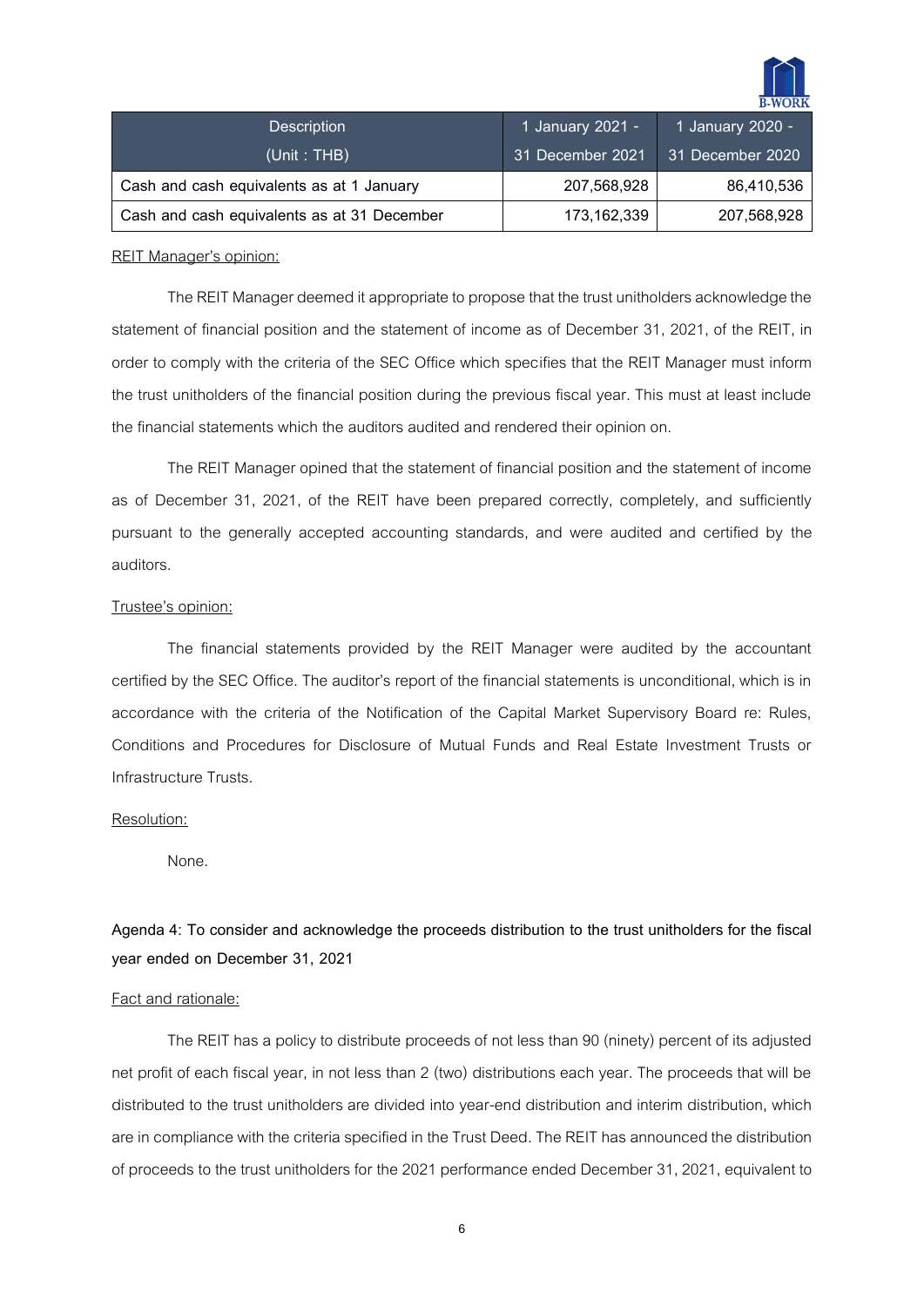| Description<br>(Unit : THB) | 1 January 2021 -<br>31 December 2021 | 1 January 2020 -<br>31 December 2020 |
|---|---|---|
| Cash and cash equivalents as at 1 January | 207,568,928 | 86,410,536 |
| Cash and cash equivalents as at 31 December | 173,162,339 | 207,568,928 |

REIT Manager's opinion:

The REIT Manager deemed it appropriate to propose that the trust unitholders acknowledge the statement of financial position and the statement of income as of December 31, 2021, of the REIT, in order to comply with the criteria of the SEC Office which specifies that the REIT Manager must inform the trust unitholders of the financial position during the previous fiscal year. This must at least include the financial statements which the auditors audited and rendered their opinion on.

The REIT Manager opined that the statement of financial position and the statement of income as of December 31, 2021, of the REIT have been prepared correctly, completely, and sufficiently pursuant to the generally accepted accounting standards, and were audited and certified by the auditors.

Trustee's opinion:

The financial statements provided by the REIT Manager were audited by the accountant certified by the SEC Office. The auditor's report of the financial statements is unconditional, which is in accordance with the criteria of the Notification of the Capital Market Supervisory Board re: Rules, Conditions and Procedures for Disclosure of Mutual Funds and Real Estate Investment Trusts or Infrastructure Trusts.

Resolution:

None.

**Agenda 4: To consider and acknowledge the proceeds distribution to the trust unitholders for the fiscal year ended on December 31, 2021**

Fact and rationale:

The REIT has a policy to distribute proceeds of not less than 90 (ninety) percent of its adjusted net profit of each fiscal year, in not less than 2 (two) distributions each year. The proceeds that will be distributed to the trust unitholders are divided into year-end distribution and interim distribution, which are in compliance with the criteria specified in the Trust Deed. The REIT has announced the distribution of proceeds to the trust unitholders for the 2021 performance ended December 31, 2021, equivalent to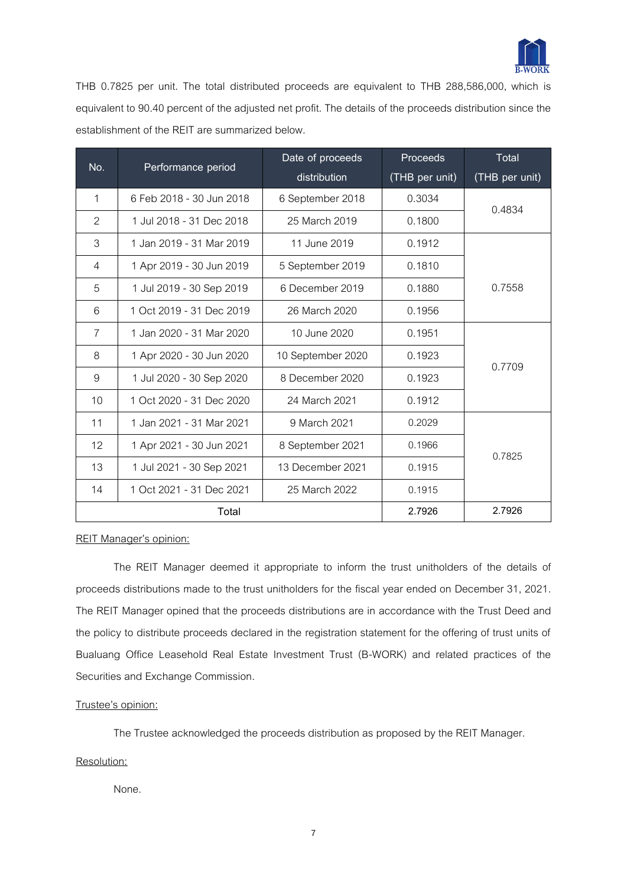THB 0.7825 per unit. The total distributed proceeds are equivalent to THB 288,586,000, which is equivalent to 90.40 percent of the adjusted net profit. The details of the proceeds distribution since the establishment of the REIT are summarized below.

| No. | Performance period | Date of proceeds distribution | Proceeds (THB per unit) | Total (THB per unit) |
|---|---|---|---|---|
| 1 | 6 Feb 2018 - 30 Jun 2018 | 6 September 2018 | 0.3034 | 0.4834 |
| 2 | 1 Jul 2018 - 31 Dec 2018 | 25 March 2019 | 0.1800 | |
| 3 | 1 Jan 2019 - 31 Mar 2019 | 11 June 2019 | 0.1912 | 0.7558 |
| 4 | 1 Apr 2019 - 30 Jun 2019 | 5 September 2019 | 0.1810 | |
| 5 | 1 Jul 2019 - 30 Sep 2019 | 6 December 2019 | 0.1880 | |
| 6 | 1 Oct 2019 - 31 Dec 2019 | 26 March 2020 | 0.1956 | |
| 7 | 1 Jan 2020 - 31 Mar 2020 | 10 June 2020 | 0.1951 | 0.7709 |
| 8 | 1 Apr 2020 - 30 Jun 2020 | 10 September 2020 | 0.1923 | |
| 9 | 1 Jul 2020 - 30 Sep 2020 | 8 December 2020 | 0.1923 | |
| 10 | 1 Oct 2020 - 31 Dec 2020 | 24 March 2021 | 0.1912 | |
| 11 | 1 Jan 2021 - 31 Mar 2021 | 9 March 2021 | 0.2029 | 0.7825 |
| 12 | 1 Apr 2021 - 30 Jun 2021 | 8 September 2021 | 0.1966 | |
| 13 | 1 Jul 2021 - 30 Sep 2021 | 13 December 2021 | 0.1915 | |
| 14 | 1 Oct 2021 - 31 Dec 2021 | 25 March 2022 | 0.1915 | |
| Total | | | 2.7926 | 2.7926 |

<u>REIT Manager's opinion:</u>

The REIT Manager deemed it appropriate to inform the trust unitholders of the details of proceeds distributions made to the trust unitholders for the fiscal year ended on December 31, 2021. The REIT Manager opined that the proceeds distributions are in accordance with the Trust Deed and the policy to distribute proceeds declared in the registration statement for the offering of trust units of Bualuang Office Leasehold Real Estate Investment Trust (B-WORK) and related practices of the Securities and Exchange Commission.

<u>Trustee's opinion:</u>

The Trustee acknowledged the proceeds distribution as proposed by the REIT Manager.

<u>Resolution:</u>

None.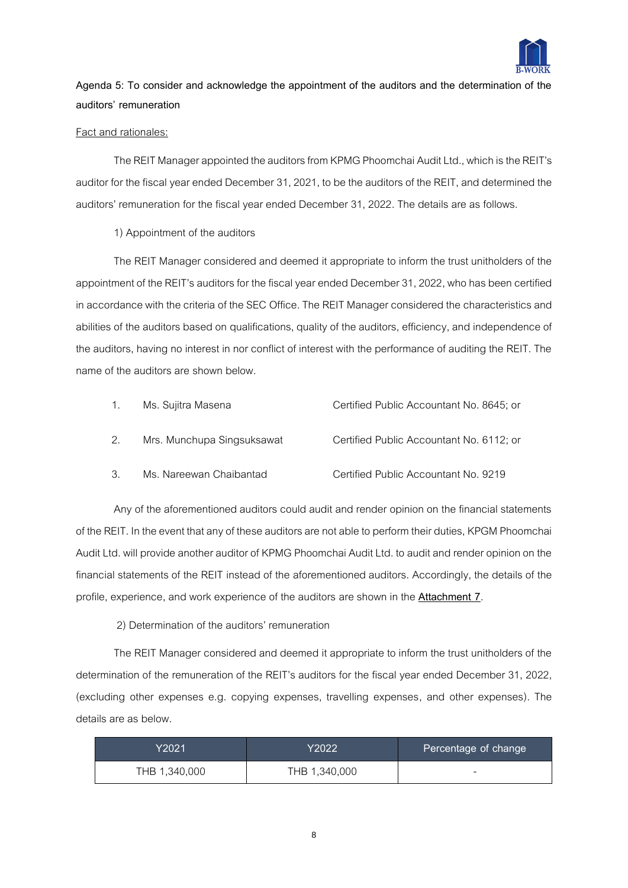**Agenda 5: To consider and acknowledge the appointment of the auditors and the determination of the auditors' remuneration**

Fact and rationales:

The REIT Manager appointed the auditors from KPMG Phoomchai Audit Ltd., which is the REIT's auditor for the fiscal year ended December 31, 2021, to be the auditors of the REIT, and determined the auditors' remuneration for the fiscal year ended December 31, 2022. The details are as follows.

1) Appointment of the auditors

The REIT Manager considered and deemed it appropriate to inform the trust unitholders of the appointment of the REIT's auditors for the fiscal year ended December 31, 2022, who has been certified in accordance with the criteria of the SEC Office. The REIT Manager considered the characteristics and abilities of the auditors based on qualifications, quality of the auditors, efficiency, and independence of the auditors, having no interest in nor conflict of interest with the performance of auditing the REIT. The name of the auditors are shown below.

1. Ms. Sujitra Masena — Certified Public Accountant No. 8645; or
2. Mrs. Munchupa Singsuksawat — Certified Public Accountant No. 6112; or
3. Ms. Nareewan Chaibantad — Certified Public Accountant No. 9219

Any of the aforementioned auditors could audit and render opinion on the financial statements of the REIT. In the event that any of these auditors are not able to perform their duties, KPGM Phoomchai Audit Ltd. will provide another auditor of KPMG Phoomchai Audit Ltd. to audit and render opinion on the financial statements of the REIT instead of the aforementioned auditors. Accordingly, the details of the profile, experience, and work experience of the auditors are shown in the **Attachment 7**.

2) Determination of the auditors' remuneration

The REIT Manager considered and deemed it appropriate to inform the trust unitholders of the determination of the remuneration of the REIT's auditors for the fiscal year ended December 31, 2022, (excluding other expenses e.g. copying expenses, travelling expenses, and other expenses). The details are as below.

| Y2021 | Y2022 | Percentage of change |
|---|---|---|
| THB 1,340,000 | THB 1,340,000 | - |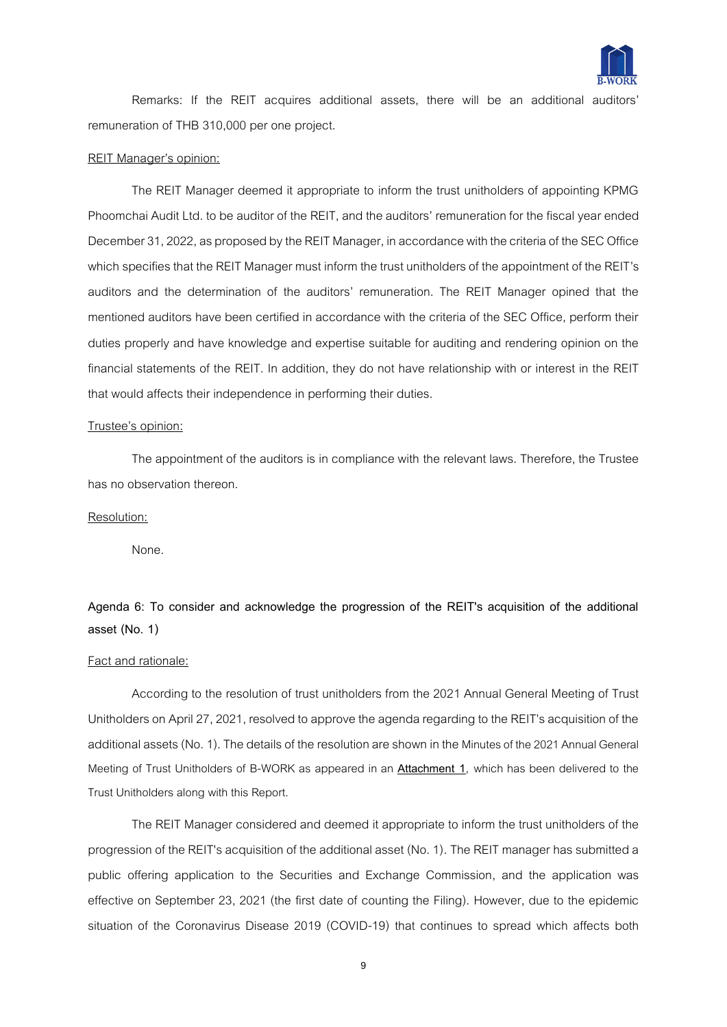Remarks: If the REIT acquires additional assets, there will be an additional auditors' remuneration of THB 310,000 per one project.

<u>REIT Manager's opinion:</u>

The REIT Manager deemed it appropriate to inform the trust unitholders of appointing KPMG Phoomchai Audit Ltd. to be auditor of the REIT, and the auditors' remuneration for the fiscal year ended December 31, 2022, as proposed by the REIT Manager, in accordance with the criteria of the SEC Office which specifies that the REIT Manager must inform the trust unitholders of the appointment of the REIT's auditors and the determination of the auditors' remuneration. The REIT Manager opined that the mentioned auditors have been certified in accordance with the criteria of the SEC Office, perform their duties properly and have knowledge and expertise suitable for auditing and rendering opinion on the financial statements of the REIT. In addition, they do not have relationship with or interest in the REIT that would affects their independence in performing their duties.

<u>Trustee's opinion:</u>

The appointment of the auditors is in compliance with the relevant laws. Therefore, the Trustee has no observation thereon.

<u>Resolution:</u>

None.

**Agenda 6: To consider and acknowledge the progression of the REIT's acquisition of the additional asset (No. 1)**

<u>Fact and rationale:</u>

According to the resolution of trust unitholders from the 2021 Annual General Meeting of Trust Unitholders on April 27, 2021, resolved to approve the agenda regarding to the REIT's acquisition of the additional assets (No. 1). The details of the resolution are shown in the Minutes of the 2021 Annual General Meeting of Trust Unitholders of B-WORK as appeared in an **<u>Attachment 1</u>**, which has been delivered to the Trust Unitholders along with this Report.

The REIT Manager considered and deemed it appropriate to inform the trust unitholders of the progression of the REIT's acquisition of the additional asset (No. 1). The REIT manager has submitted a public offering application to the Securities and Exchange Commission, and the application was effective on September 23, 2021 (the first date of counting the Filing). However, due to the epidemic situation of the Coronavirus Disease 2019 (COVID-19) that continues to spread which affects both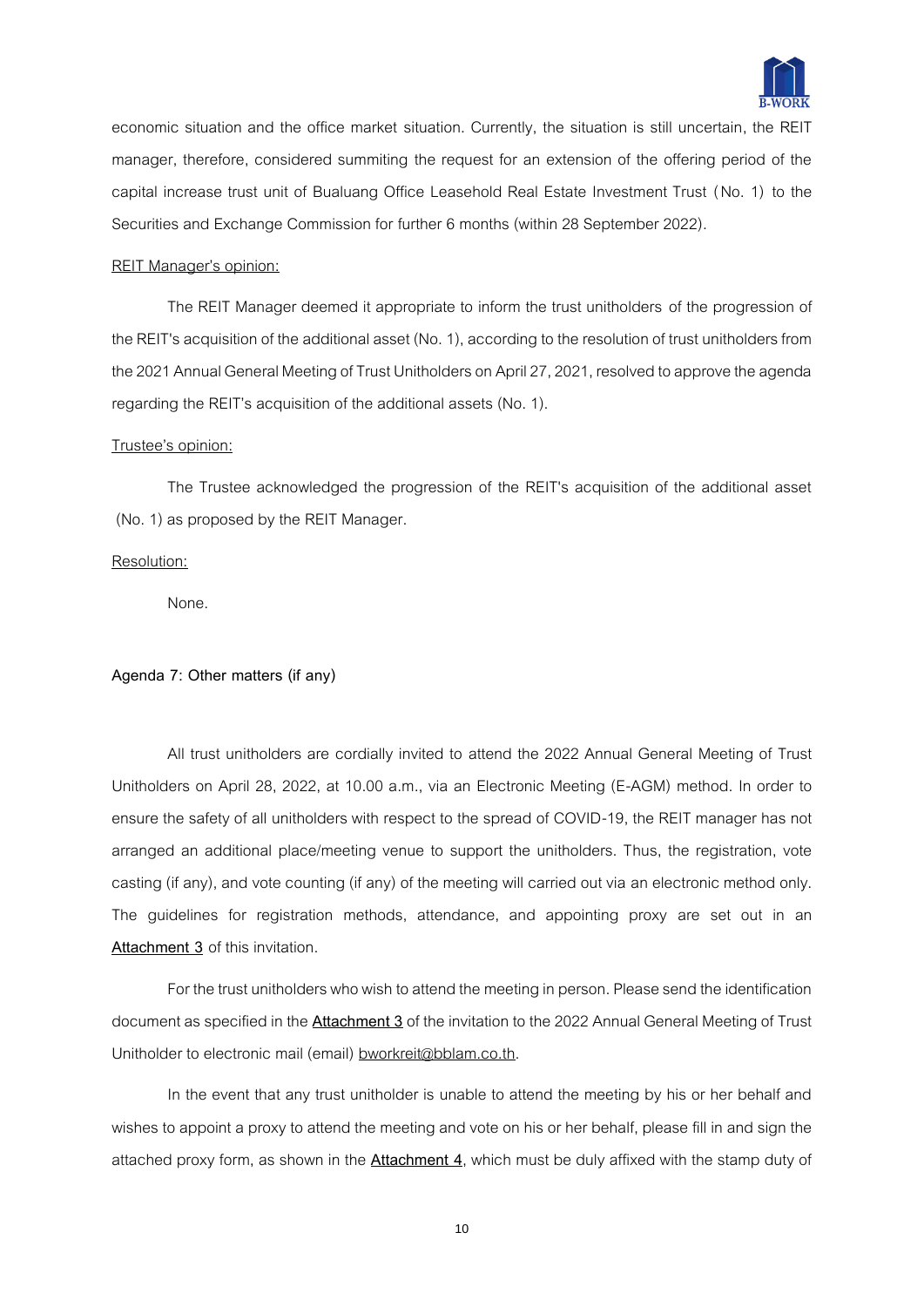economic situation and the office market situation. Currently, the situation is still uncertain, the REIT manager, therefore, considered summiting the request for an extension of the offering period of the capital increase trust unit of Bualuang Office Leasehold Real Estate Investment Trust (No. 1) to the Securities and Exchange Commission for further 6 months (within 28 September 2022).

REIT Manager's opinion:

The REIT Manager deemed it appropriate to inform the trust unitholders of the progression of the REIT's acquisition of the additional asset (No. 1), according to the resolution of trust unitholders from the 2021 Annual General Meeting of Trust Unitholders on April 27, 2021, resolved to approve the agenda regarding the REIT's acquisition of the additional assets (No. 1).

Trustee's opinion:

The Trustee acknowledged the progression of the REIT's acquisition of the additional asset (No. 1) as proposed by the REIT Manager.

Resolution:

None.

**Agenda 7: Other matters (if any)**

All trust unitholders are cordially invited to attend the 2022 Annual General Meeting of Trust Unitholders on April 28, 2022, at 10.00 a.m., via an Electronic Meeting (E-AGM) method. In order to ensure the safety of all unitholders with respect to the spread of COVID-19, the REIT manager has not arranged an additional place/meeting venue to support the unitholders. Thus, the registration, vote casting (if any), and vote counting (if any) of the meeting will carried out via an electronic method only. The guidelines for registration methods, attendance, and appointing proxy are set out in an **Attachment 3** of this invitation.

For the trust unitholders who wish to attend the meeting in person. Please send the identification document as specified in the **Attachment 3** of the invitation to the 2022 Annual General Meeting of Trust Unitholder to electronic mail (email) bworkreit@bblam.co.th.

In the event that any trust unitholder is unable to attend the meeting by his or her behalf and wishes to appoint a proxy to attend the meeting and vote on his or her behalf, please fill in and sign the attached proxy form, as shown in the **Attachment 4**, which must be duly affixed with the stamp duty of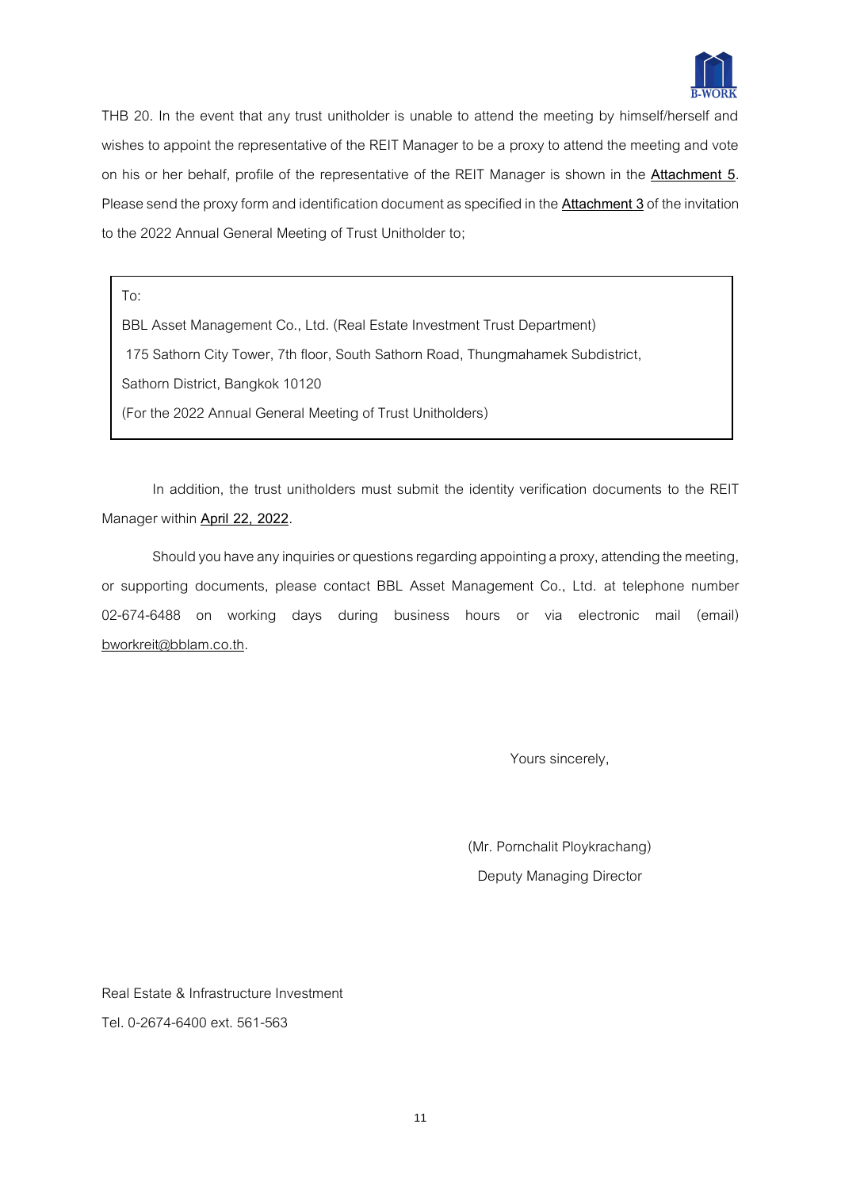THB 20. In the event that any trust unitholder is unable to attend the meeting by himself/herself and wishes to appoint the representative of the REIT Manager to be a proxy to attend the meeting and vote on his or her behalf, profile of the representative of the REIT Manager is shown in the **Attachment 5**. Please send the proxy form and identification document as specified in the **Attachment 3** of the invitation to the 2022 Annual General Meeting of Trust Unitholder to;

> To:
>
> BBL Asset Management Co., Ltd. (Real Estate Investment Trust Department)
>
> 175 Sathorn City Tower, 7th floor, South Sathorn Road, Thungmahamek Subdistrict,
>
> Sathorn District, Bangkok 10120
>
> (For the 2022 Annual General Meeting of Trust Unitholders)

In addition, the trust unitholders must submit the identity verification documents to the REIT Manager within **April 22, 2022**.

Should you have any inquiries or questions regarding appointing a proxy, attending the meeting, or supporting documents, please contact BBL Asset Management Co., Ltd. at telephone number 02-674-6488 on working days during business hours or via electronic mail (email) bworkreit@bblam.co.th.

Yours sincerely,

(Mr. Pornchalit Ploykrachang)

Deputy Managing Director

Real Estate & Infrastructure Investment

Tel. 0-2674-6400 ext. 561-563